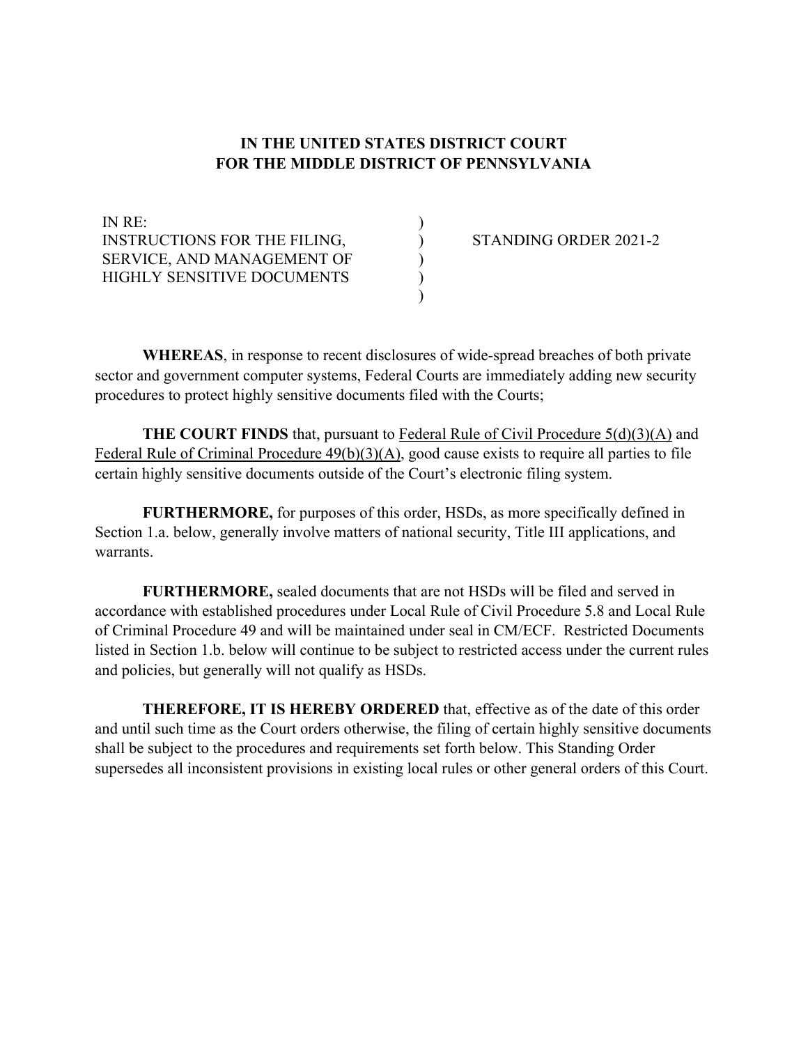**IN THE UNITED STATES DISTRICT COURT**
**FOR THE MIDDLE DISTRICT OF PENNSYLVANIA**

| | | |
|---|---|---|
| IN RE: | ) | |
| INSTRUCTIONS FOR THE FILING, | ) | STANDING ORDER 2021-2 |
| SERVICE, AND MANAGEMENT OF | ) | |
| HIGHLY SENSITIVE DOCUMENTS | ) | |
| | ) | |

**WHEREAS**, in response to recent disclosures of wide-spread breaches of both private sector and government computer systems, Federal Courts are immediately adding new security procedures to protect highly sensitive documents filed with the Courts;

**THE COURT FINDS** that, pursuant to Federal Rule of Civil Procedure 5(d)(3)(A) and Federal Rule of Criminal Procedure 49(b)(3)(A), good cause exists to require all parties to file certain highly sensitive documents outside of the Court's electronic filing system.

**FURTHERMORE,** for purposes of this order, HSDs, as more specifically defined in Section 1.a. below, generally involve matters of national security, Title III applications, and warrants.

**FURTHERMORE,** sealed documents that are not HSDs will be filed and served in accordance with established procedures under Local Rule of Civil Procedure 5.8 and Local Rule of Criminal Procedure 49 and will be maintained under seal in CM/ECF. Restricted Documents listed in Section 1.b. below will continue to be subject to restricted access under the current rules and policies, but generally will not qualify as HSDs.

**THEREFORE, IT IS HEREBY ORDERED** that, effective as of the date of this order and until such time as the Court orders otherwise, the filing of certain highly sensitive documents shall be subject to the procedures and requirements set forth below. This Standing Order supersedes all inconsistent provisions in existing local rules or other general orders of this Court.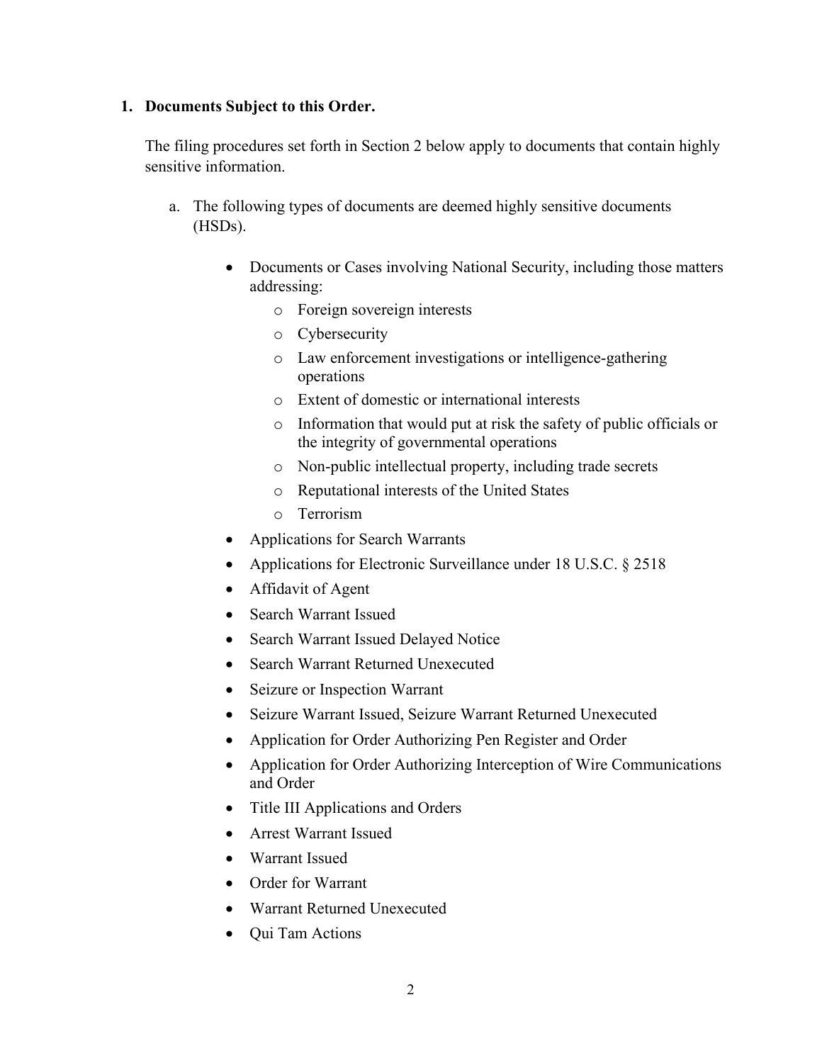1. **Documents Subject to this Order.**

   The filing procedures set forth in Section 2 below apply to documents that contain highly sensitive information.

   a. The following types of documents are deemed highly sensitive documents (HSDs).

      - Documents or Cases involving National Security, including those matters addressing:
        - Foreign sovereign interests
        - Cybersecurity
        - Law enforcement investigations or intelligence-gathering operations
        - Extent of domestic or international interests
        - Information that would put at risk the safety of public officials or the integrity of governmental operations
        - Non-public intellectual property, including trade secrets
        - Reputational interests of the United States
        - Terrorism
      - Applications for Search Warrants
      - Applications for Electronic Surveillance under 18 U.S.C. § 2518
      - Affidavit of Agent
      - Search Warrant Issued
      - Search Warrant Issued Delayed Notice
      - Search Warrant Returned Unexecuted
      - Seizure or Inspection Warrant
      - Seizure Warrant Issued, Seizure Warrant Returned Unexecuted
      - Application for Order Authorizing Pen Register and Order
      - Application for Order Authorizing Interception of Wire Communications and Order
      - Title III Applications and Orders
      - Arrest Warrant Issued
      - Warrant Issued
      - Order for Warrant
      - Warrant Returned Unexecuted
      - Qui Tam Actions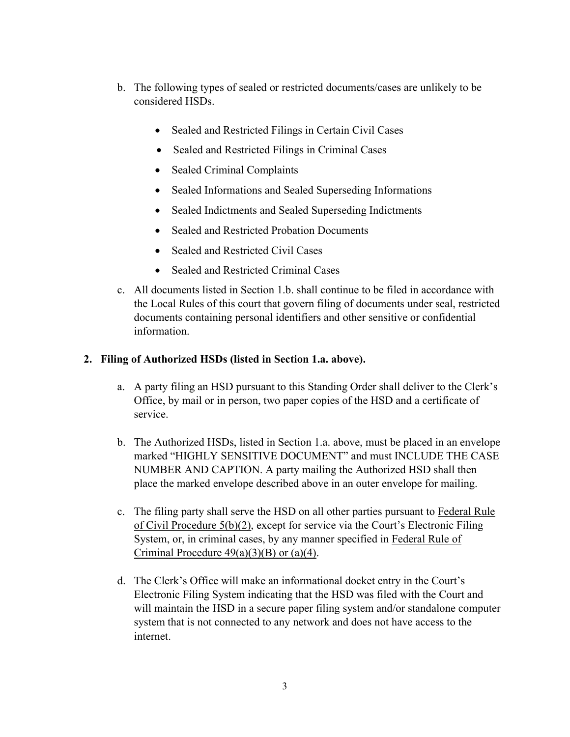b. The following types of sealed or restricted documents/cases are unlikely to be considered HSDs.

   - Sealed and Restricted Filings in Certain Civil Cases
   - Sealed and Restricted Filings in Criminal Cases
   - Sealed Criminal Complaints
   - Sealed Informations and Sealed Superseding Informations
   - Sealed Indictments and Sealed Superseding Indictments
   - Sealed and Restricted Probation Documents
   - Sealed and Restricted Civil Cases
   - Sealed and Restricted Criminal Cases

c. All documents listed in Section 1.b. shall continue to be filed in accordance with the Local Rules of this court that govern filing of documents under seal, restricted documents containing personal identifiers and other sensitive or confidential information.

**2. Filing of Authorized HSDs (listed in Section 1.a. above).**

a. A party filing an HSD pursuant to this Standing Order shall deliver to the Clerk's Office, by mail or in person, two paper copies of the HSD and a certificate of service.

b. The Authorized HSDs, listed in Section 1.a. above, must be placed in an envelope marked "HIGHLY SENSITIVE DOCUMENT" and must INCLUDE THE CASE NUMBER AND CAPTION. A party mailing the Authorized HSD shall then place the marked envelope described above in an outer envelope for mailing.

c. The filing party shall serve the HSD on all other parties pursuant to Federal Rule of Civil Procedure 5(b)(2), except for service via the Court's Electronic Filing System, or, in criminal cases, by any manner specified in Federal Rule of Criminal Procedure 49(a)(3)(B) or (a)(4).

d. The Clerk's Office will make an informational docket entry in the Court's Electronic Filing System indicating that the HSD was filed with the Court and will maintain the HSD in a secure paper filing system and/or standalone computer system that is not connected to any network and does not have access to the internet.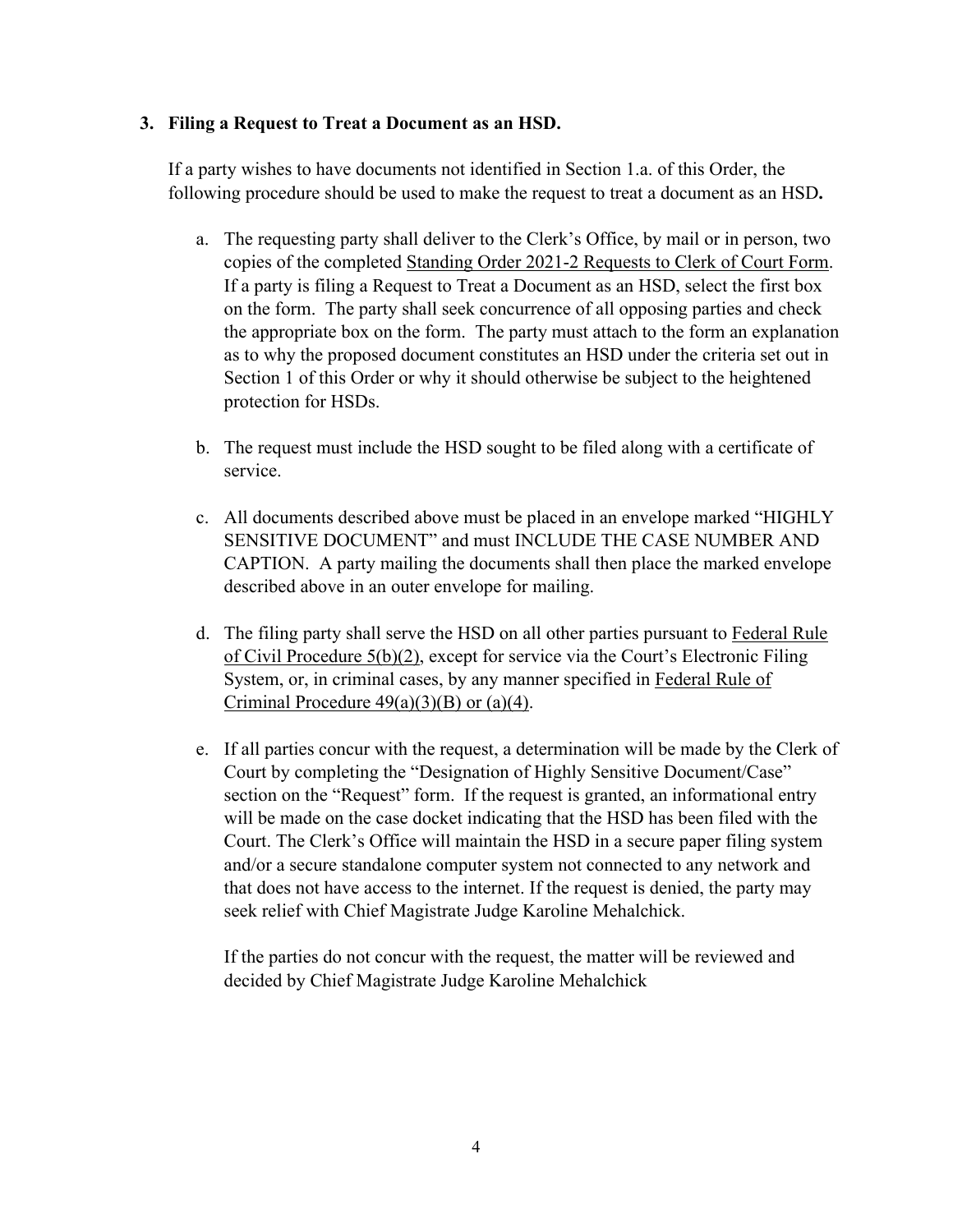**3. Filing a Request to Treat a Document as an HSD.**

If a party wishes to have documents not identified in Section 1.a. of this Order, the following procedure should be used to make the request to treat a document as an HSD**.**

a. The requesting party shall deliver to the Clerk's Office, by mail or in person, two copies of the completed Standing Order 2021-2 Requests to Clerk of Court Form. If a party is filing a Request to Treat a Document as an HSD, select the first box on the form. The party shall seek concurrence of all opposing parties and check the appropriate box on the form. The party must attach to the form an explanation as to why the proposed document constitutes an HSD under the criteria set out in Section 1 of this Order or why it should otherwise be subject to the heightened protection for HSDs.

b. The request must include the HSD sought to be filed along with a certificate of service.

c. All documents described above must be placed in an envelope marked "HIGHLY SENSITIVE DOCUMENT" and must INCLUDE THE CASE NUMBER AND CAPTION. A party mailing the documents shall then place the marked envelope described above in an outer envelope for mailing.

d. The filing party shall serve the HSD on all other parties pursuant to Federal Rule of Civil Procedure 5(b)(2), except for service via the Court's Electronic Filing System, or, in criminal cases, by any manner specified in Federal Rule of Criminal Procedure 49(a)(3)(B) or (a)(4).

e. If all parties concur with the request, a determination will be made by the Clerk of Court by completing the "Designation of Highly Sensitive Document/Case" section on the "Request" form. If the request is granted, an informational entry will be made on the case docket indicating that the HSD has been filed with the Court. The Clerk's Office will maintain the HSD in a secure paper filing system and/or a secure standalone computer system not connected to any network and that does not have access to the internet. If the request is denied, the party may seek relief with Chief Magistrate Judge Karoline Mehalchick.

   If the parties do not concur with the request, the matter will be reviewed and decided by Chief Magistrate Judge Karoline Mehalchick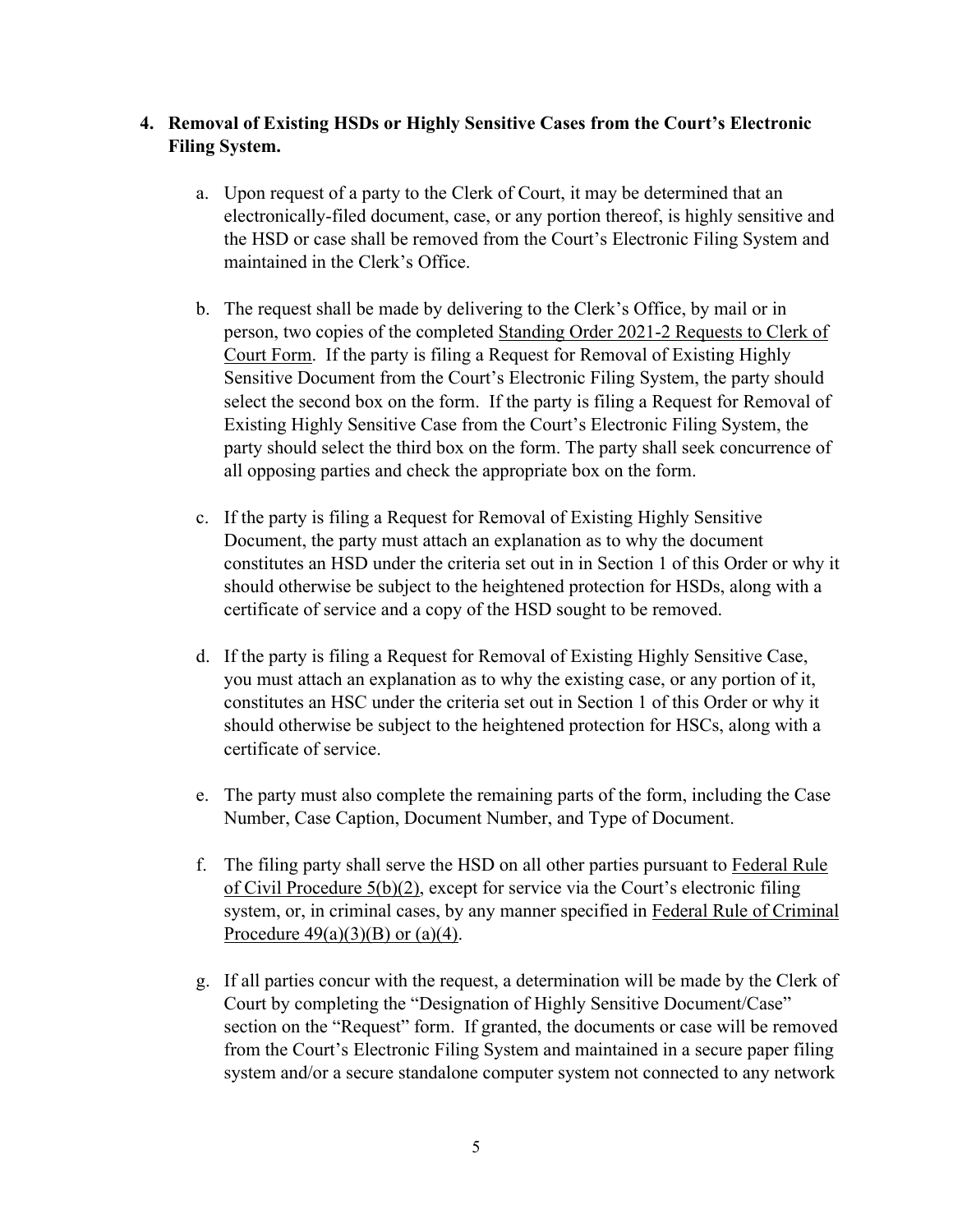4. **Removal of Existing HSDs or Highly Sensitive Cases from the Court's Electronic Filing System.**

   a. Upon request of a party to the Clerk of Court, it may be determined that an electronically-filed document, case, or any portion thereof, is highly sensitive and the HSD or case shall be removed from the Court's Electronic Filing System and maintained in the Clerk's Office.

   b. The request shall be made by delivering to the Clerk's Office, by mail or in person, two copies of the completed Standing Order 2021-2 Requests to Clerk of Court Form. If the party is filing a Request for Removal of Existing Highly Sensitive Document from the Court's Electronic Filing System, the party should select the second box on the form. If the party is filing a Request for Removal of Existing Highly Sensitive Case from the Court's Electronic Filing System, the party should select the third box on the form. The party shall seek concurrence of all opposing parties and check the appropriate box on the form.

   c. If the party is filing a Request for Removal of Existing Highly Sensitive Document, the party must attach an explanation as to why the document constitutes an HSD under the criteria set out in in Section 1 of this Order or why it should otherwise be subject to the heightened protection for HSDs, along with a certificate of service and a copy of the HSD sought to be removed.

   d. If the party is filing a Request for Removal of Existing Highly Sensitive Case, you must attach an explanation as to why the existing case, or any portion of it, constitutes an HSC under the criteria set out in Section 1 of this Order or why it should otherwise be subject to the heightened protection for HSCs, along with a certificate of service.

   e. The party must also complete the remaining parts of the form, including the Case Number, Case Caption, Document Number, and Type of Document.

   f. The filing party shall serve the HSD on all other parties pursuant to Federal Rule of Civil Procedure 5(b)(2), except for service via the Court's electronic filing system, or, in criminal cases, by any manner specified in Federal Rule of Criminal Procedure 49(a)(3)(B) or (a)(4).

   g. If all parties concur with the request, a determination will be made by the Clerk of Court by completing the "Designation of Highly Sensitive Document/Case" section on the "Request" form. If granted, the documents or case will be removed from the Court's Electronic Filing System and maintained in a secure paper filing system and/or a secure standalone computer system not connected to any network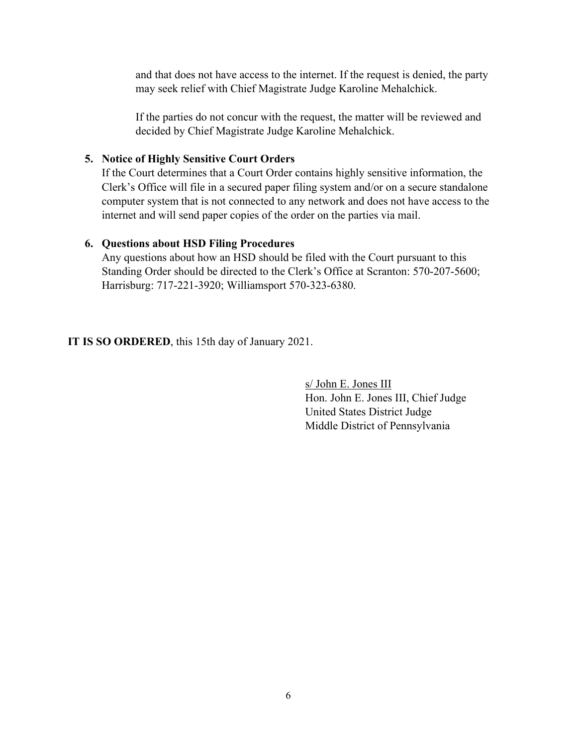and that does not have access to the internet. If the request is denied, the party may seek relief with Chief Magistrate Judge Karoline Mehalchick.

If the parties do not concur with the request, the matter will be reviewed and decided by Chief Magistrate Judge Karoline Mehalchick.

**5. Notice of Highly Sensitive Court Orders**

If the Court determines that a Court Order contains highly sensitive information, the Clerk's Office will file in a secured paper filing system and/or on a secure standalone computer system that is not connected to any network and does not have access to the internet and will send paper copies of the order on the parties via mail.

**6. Questions about HSD Filing Procedures**

Any questions about how an HSD should be filed with the Court pursuant to this Standing Order should be directed to the Clerk's Office at Scranton: 570-207-5600; Harrisburg: 717-221-3920; Williamsport 570-323-6380.

**IT IS SO ORDERED**, this 15th day of January 2021.

s/ John E. Jones III
Hon. John E. Jones III, Chief Judge
United States District Judge
Middle District of Pennsylvania